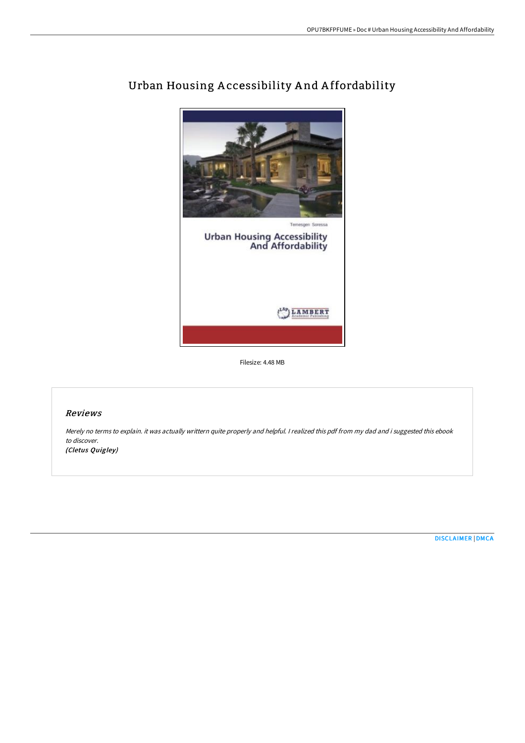# Urban Housing Accessibility And Affordability

Filesize: 4.48 MB

## *Reviews*

*Merely no terms to explain. it was actually writtern quite properly and helpful. I realized this pdf from my dad and i suggested this ebook to discover.*

***(Cletus Quigley)***

DISCLAIMER | DMCA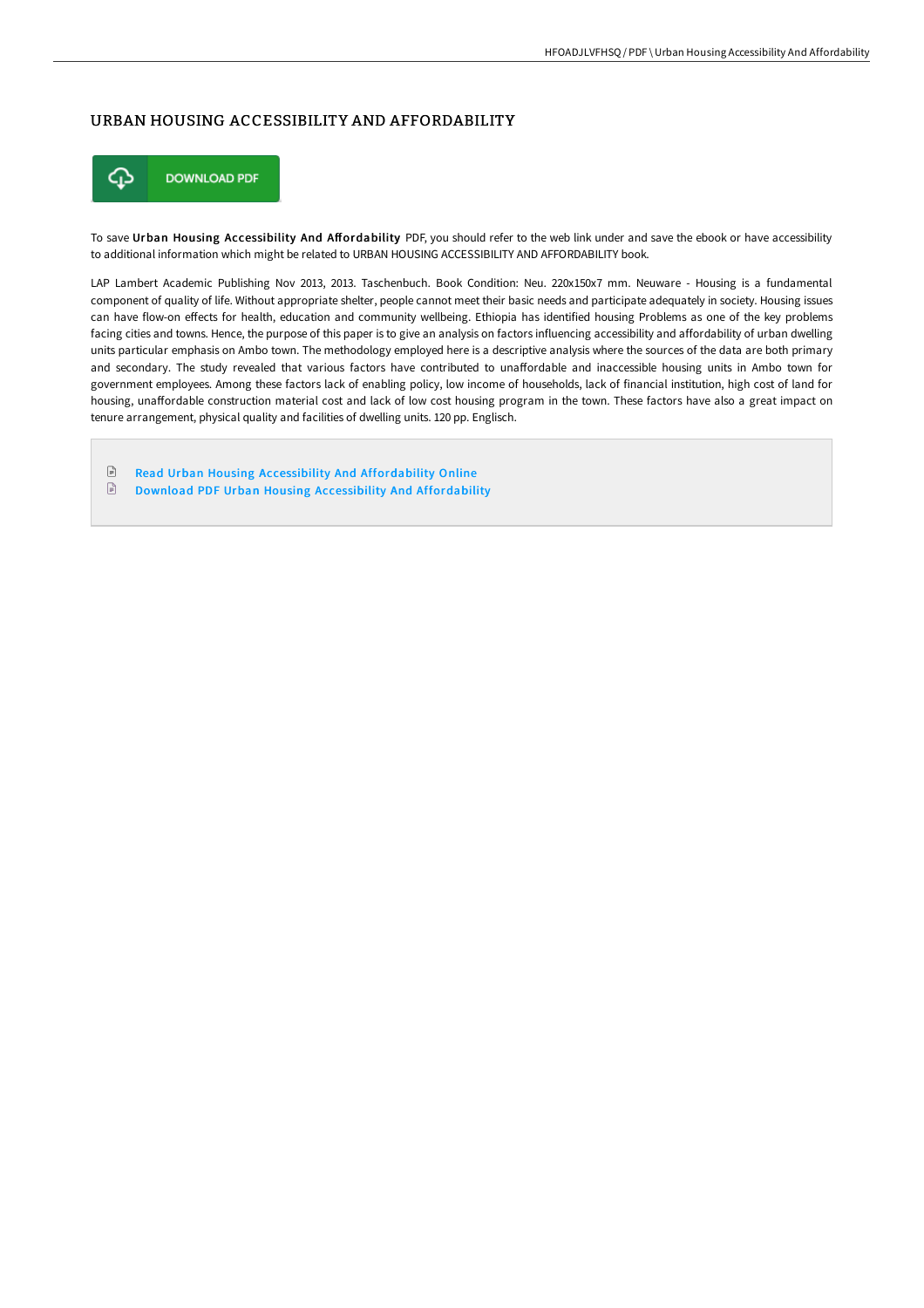# URBAN HOUSING ACCESSIBILITY AND AFFORDABILITY

DOWNLOAD PDF

To save **Urban Housing Accessibility And Affordability** PDF, you should refer to the web link under and save the ebook or have accessibility to additional information which might be related to URBAN HOUSING ACCESSIBILITY AND AFFORDABILITY book.

LAP Lambert Academic Publishing Nov 2013, 2013. Taschenbuch. Book Condition: Neu. 220x150x7 mm. Neuware - Housing is a fundamental component of quality of life. Without appropriate shelter, people cannot meet their basic needs and participate adequately in society. Housing issues can have flow-on effects for health, education and community wellbeing. Ethiopia has identified housing Problems as one of the key problems facing cities and towns. Hence, the purpose of this paper is to give an analysis on factors influencing accessibility and affordability of urban dwelling units particular emphasis on Ambo town. The methodology employed here is a descriptive analysis where the sources of the data are both primary and secondary. The study revealed that various factors have contributed to unaffordable and inaccessible housing units in Ambo town for government employees. Among these factors lack of enabling policy, low income of households, lack of financial institution, high cost of land for housing, unaffordable construction material cost and lack of low cost housing program in the town. These factors have also a great impact on tenure arrangement, physical quality and facilities of dwelling units. 120 pp. Englisch.

- Read Urban Housing Accessibility And Affordability Online
- Download PDF Urban Housing Accessibility And Affordability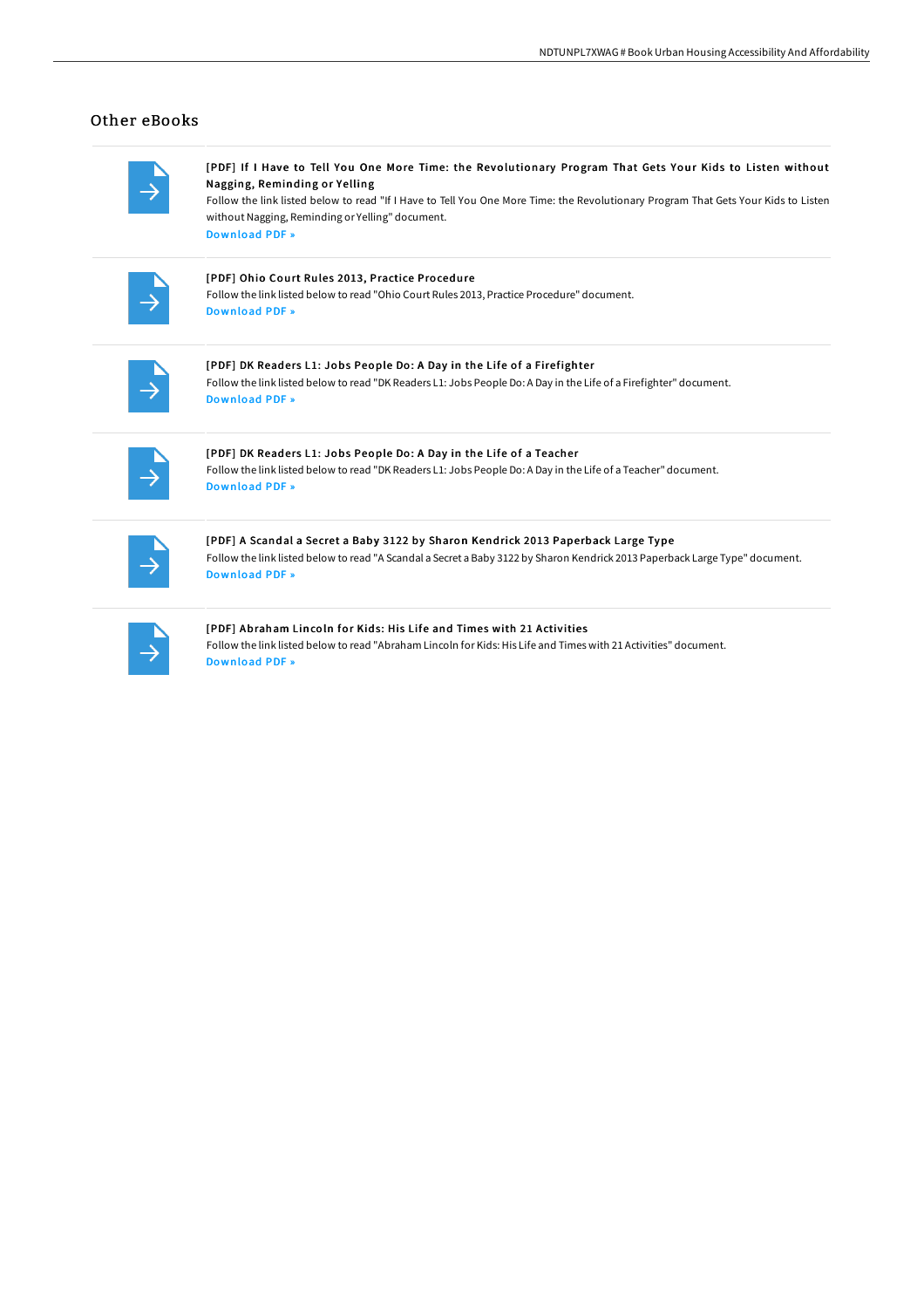## Other eBooks

**[PDF] If I Have to Tell You One More Time: the Revolutionary Program That Gets Your Kids to Listen without Nagging, Reminding or Yelling**

Follow the link listed below to read "If I Have to Tell You One More Time: the Revolutionary Program That Gets Your Kids to Listen without Nagging, Reminding or Yelling" document.

Download PDF »

**[PDF] Ohio Court Rules 2013, Practice Procedure**

Follow the link listed below to read "Ohio Court Rules 2013, Practice Procedure" document.

Download PDF »

**[PDF] DK Readers L1: Jobs People Do: A Day in the Life of a Firefighter**

Follow the link listed below to read "DK Readers L1: Jobs People Do: A Day in the Life of a Firefighter" document.

Download PDF »

**[PDF] DK Readers L1: Jobs People Do: A Day in the Life of a Teacher**

Follow the link listed below to read "DK Readers L1: Jobs People Do: A Day in the Life of a Teacher" document.

Download PDF »

**[PDF] A Scandal a Secret a Baby 3122 by Sharon Kendrick 2013 Paperback Large Type**

Follow the link listed below to read "A Scandal a Secret a Baby 3122 by Sharon Kendrick 2013 Paperback Large Type" document.

Download PDF »

**[PDF] Abraham Lincoln for Kids: His Life and Times with 21 Activities**

Follow the link listed below to read "Abraham Lincoln for Kids: His Life and Times with 21 Activities" document.

Download PDF »